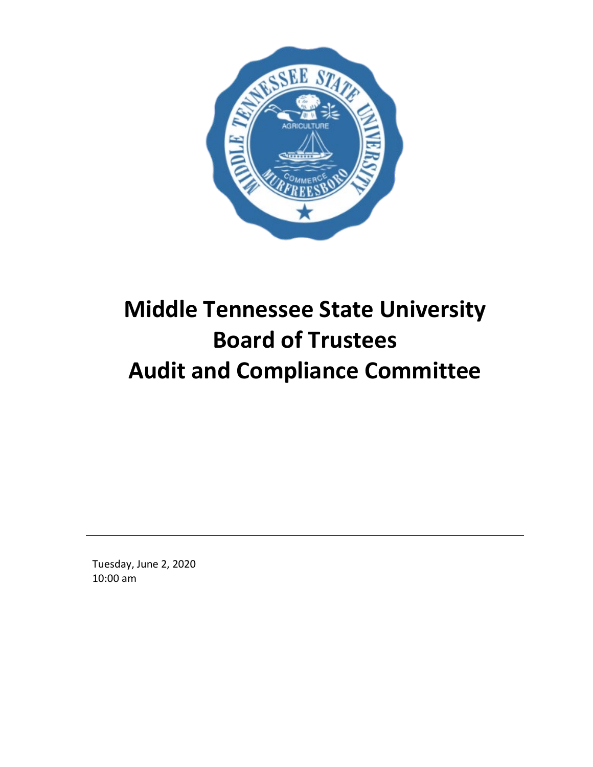# Middle Tennessee State University
# Board of Trustees
# Audit and Compliance Committee

---

Tuesday, June 2, 2020
10:00 am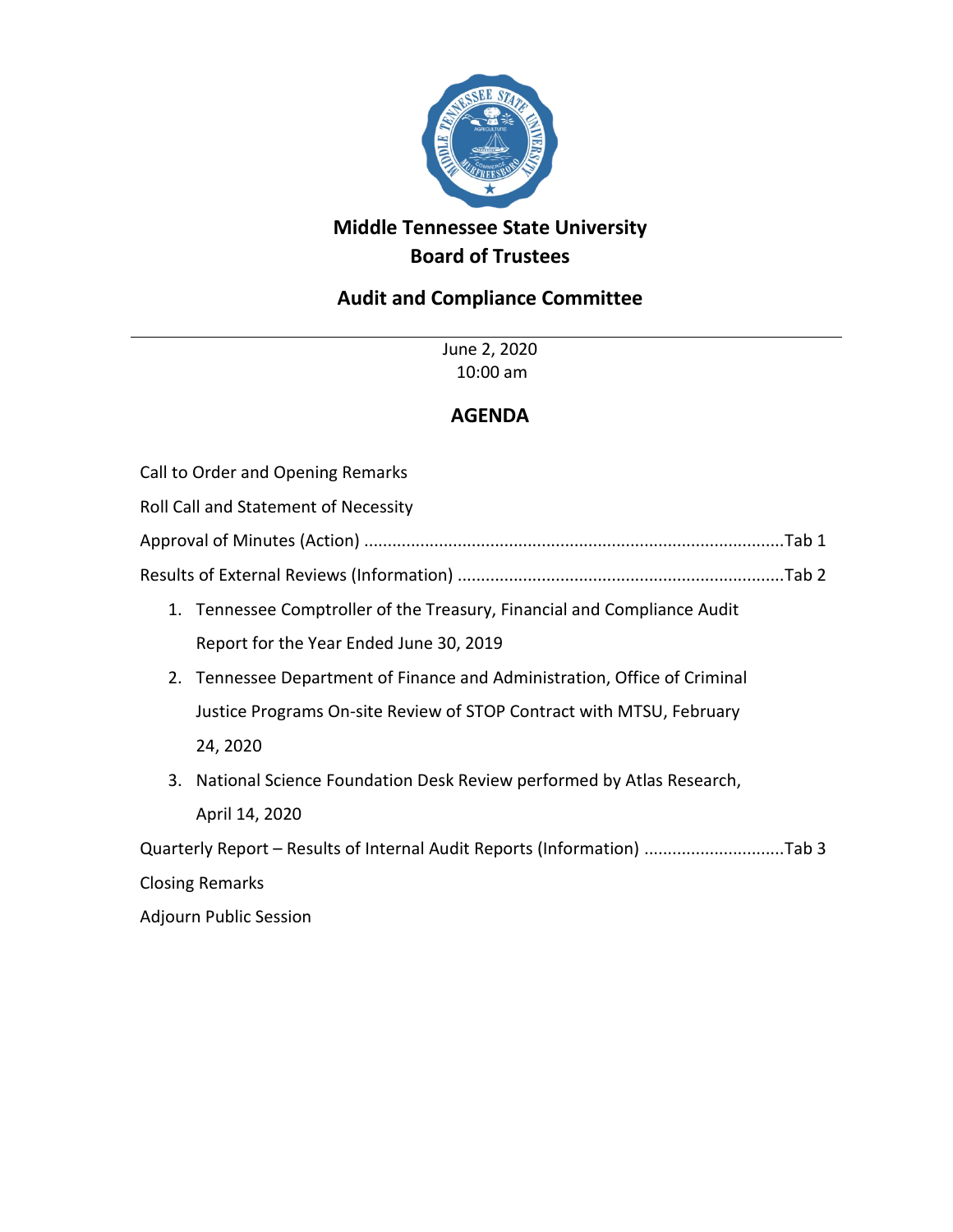# Middle Tennessee State University
# Board of Trustees

## Audit and Compliance Committee

June 2, 2020
10:00 am

## AGENDA

Call to Order and Opening Remarks

Roll Call and Statement of Necessity

Approval of Minutes (Action) ........................................................................................Tab 1

Results of External Reviews (Information) .....................................................................Tab 2

1. Tennessee Comptroller of the Treasury, Financial and Compliance Audit Report for the Year Ended June 30, 2019
2. Tennessee Department of Finance and Administration, Office of Criminal Justice Programs On-site Review of STOP Contract with MTSU, February 24, 2020
3. National Science Foundation Desk Review performed by Atlas Research, April 14, 2020

Quarterly Report – Results of Internal Audit Reports (Information) .............................Tab 3

Closing Remarks

Adjourn Public Session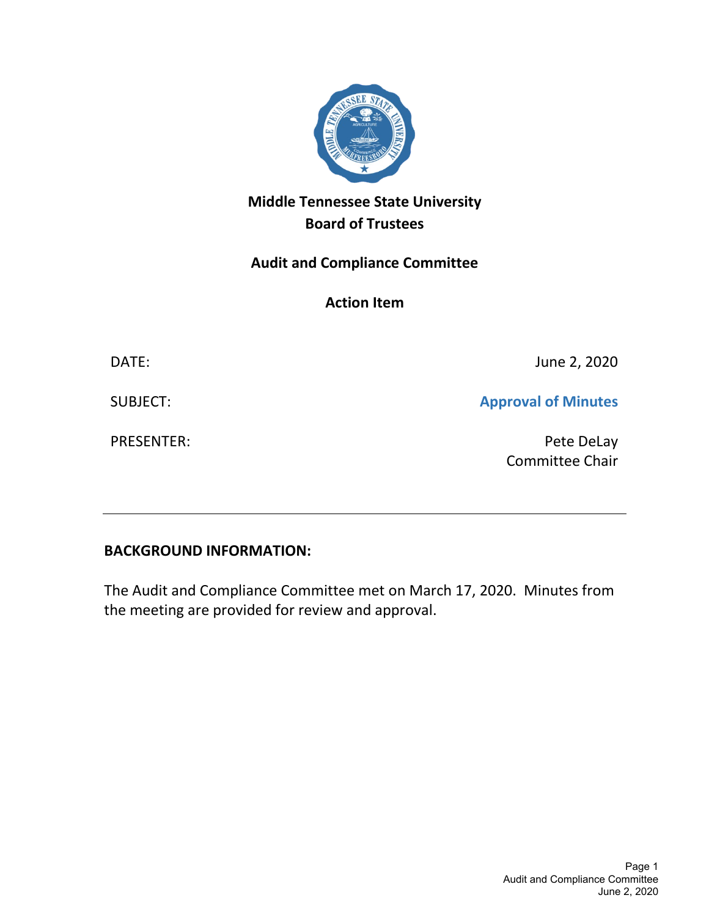# Middle Tennessee State University
# Board of Trustees

## Audit and Compliance Committee

## Action Item

| | |
|---|---|
| DATE: | June 2, 2020 |
| SUBJECT: | **Approval of Minutes** |
| PRESENTER: | Pete DeLay<br>Committee Chair |

---

**BACKGROUND INFORMATION:**

The Audit and Compliance Committee met on March 17, 2020. Minutes from the meeting are provided for review and approval.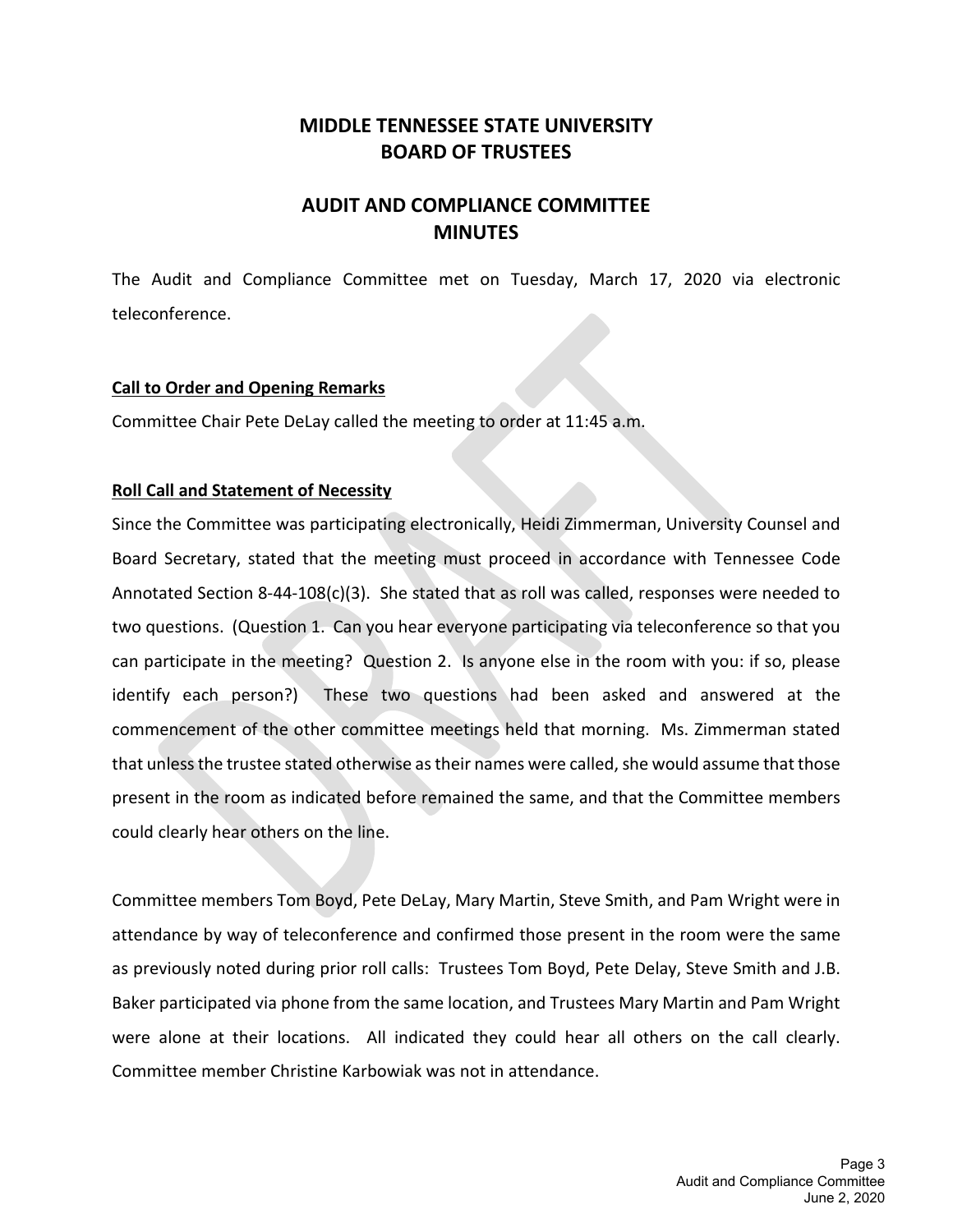# MIDDLE TENNESSEE STATE UNIVERSITY
# BOARD OF TRUSTEES

## AUDIT AND COMPLIANCE COMMITTEE
## MINUTES

The Audit and Compliance Committee met on Tuesday, March 17, 2020 via electronic teleconference.

**Call to Order and Opening Remarks**

Committee Chair Pete DeLay called the meeting to order at 11:45 a.m.

**Roll Call and Statement of Necessity**

Since the Committee was participating electronically, Heidi Zimmerman, University Counsel and Board Secretary, stated that the meeting must proceed in accordance with Tennessee Code Annotated Section 8-44-108(c)(3). She stated that as roll was called, responses were needed to two questions. (Question 1. Can you hear everyone participating via teleconference so that you can participate in the meeting? Question 2. Is anyone else in the room with you: if so, please identify each person?) These two questions had been asked and answered at the commencement of the other committee meetings held that morning. Ms. Zimmerman stated that unless the trustee stated otherwise as their names were called, she would assume that those present in the room as indicated before remained the same, and that the Committee members could clearly hear others on the line.

Committee members Tom Boyd, Pete DeLay, Mary Martin, Steve Smith, and Pam Wright were in attendance by way of teleconference and confirmed those present in the room were the same as previously noted during prior roll calls: Trustees Tom Boyd, Pete Delay, Steve Smith and J.B. Baker participated via phone from the same location, and Trustees Mary Martin and Pam Wright were alone at their locations. All indicated they could hear all others on the call clearly. Committee member Christine Karbowiak was not in attendance.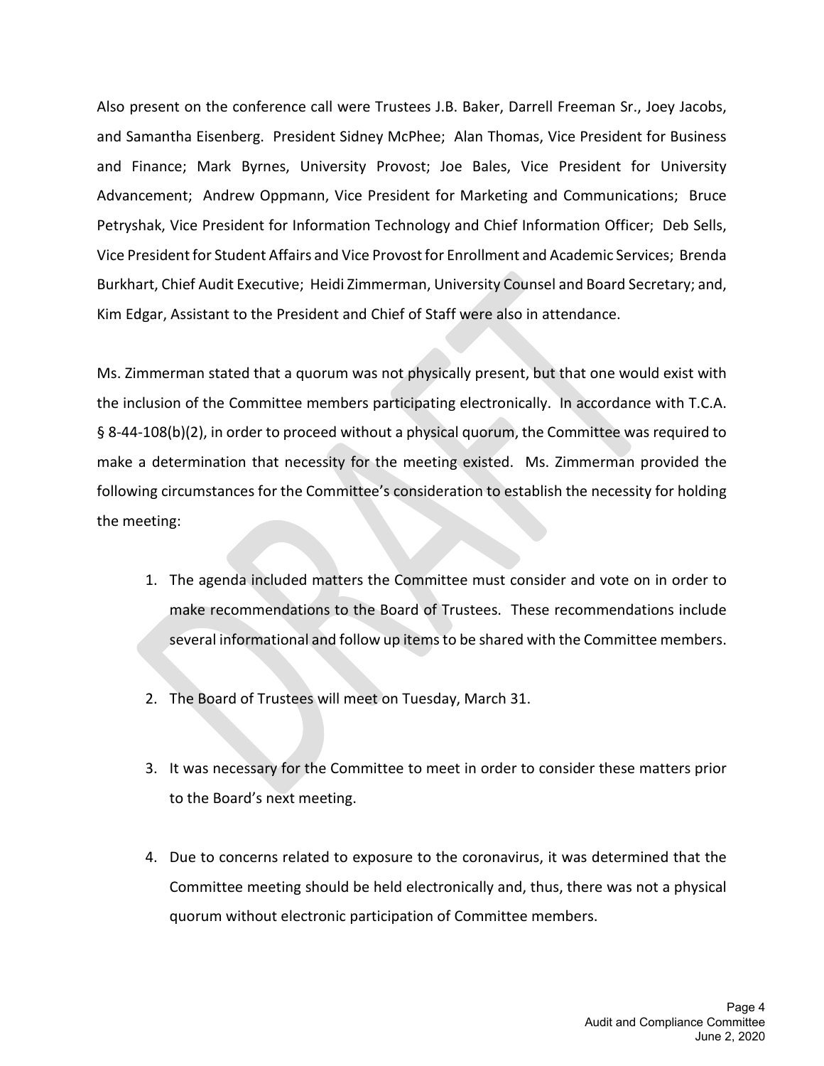Also present on the conference call were Trustees J.B. Baker, Darrell Freeman Sr., Joey Jacobs, and Samantha Eisenberg. President Sidney McPhee; Alan Thomas, Vice President for Business and Finance; Mark Byrnes, University Provost; Joe Bales, Vice President for University Advancement; Andrew Oppmann, Vice President for Marketing and Communications; Bruce Petryshak, Vice President for Information Technology and Chief Information Officer; Deb Sells, Vice President for Student Affairs and Vice Provost for Enrollment and Academic Services; Brenda Burkhart, Chief Audit Executive; Heidi Zimmerman, University Counsel and Board Secretary; and, Kim Edgar, Assistant to the President and Chief of Staff were also in attendance.

Ms. Zimmerman stated that a quorum was not physically present, but that one would exist with the inclusion of the Committee members participating electronically. In accordance with T.C.A. § 8-44-108(b)(2), in order to proceed without a physical quorum, the Committee was required to make a determination that necessity for the meeting existed. Ms. Zimmerman provided the following circumstances for the Committee's consideration to establish the necessity for holding the meeting:

1. The agenda included matters the Committee must consider and vote on in order to make recommendations to the Board of Trustees. These recommendations include several informational and follow up items to be shared with the Committee members.

2. The Board of Trustees will meet on Tuesday, March 31.

3. It was necessary for the Committee to meet in order to consider these matters prior to the Board's next meeting.

4. Due to concerns related to exposure to the coronavirus, it was determined that the Committee meeting should be held electronically and, thus, there was not a physical quorum without electronic participation of Committee members.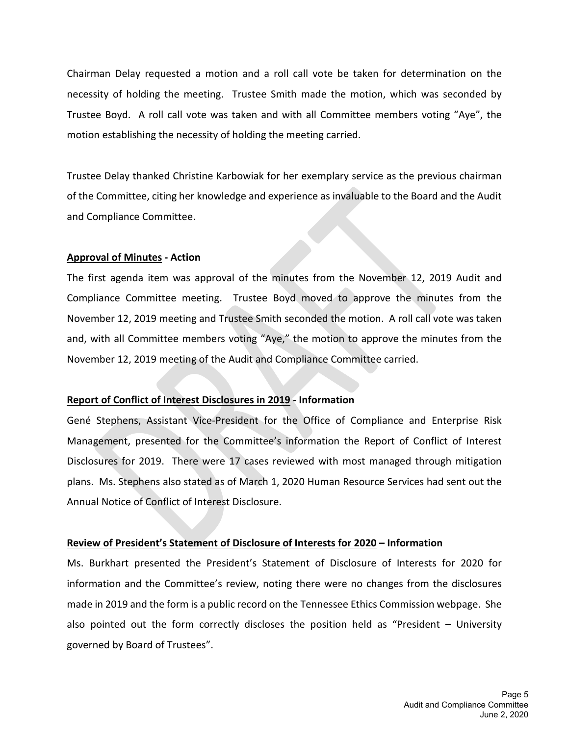Chairman Delay requested a motion and a roll call vote be taken for determination on the necessity of holding the meeting. Trustee Smith made the motion, which was seconded by Trustee Boyd. A roll call vote was taken and with all Committee members voting "Aye", the motion establishing the necessity of holding the meeting carried.

Trustee Delay thanked Christine Karbowiak for her exemplary service as the previous chairman of the Committee, citing her knowledge and experience as invaluable to the Board and the Audit and Compliance Committee.

**Approval of Minutes - Action**

The first agenda item was approval of the minutes from the November 12, 2019 Audit and Compliance Committee meeting. Trustee Boyd moved to approve the minutes from the November 12, 2019 meeting and Trustee Smith seconded the motion. A roll call vote was taken and, with all Committee members voting "Aye," the motion to approve the minutes from the November 12, 2019 meeting of the Audit and Compliance Committee carried.

**Report of Conflict of Interest Disclosures in 2019 - Information**

Gené Stephens, Assistant Vice-President for the Office of Compliance and Enterprise Risk Management, presented for the Committee's information the Report of Conflict of Interest Disclosures for 2019. There were 17 cases reviewed with most managed through mitigation plans. Ms. Stephens also stated as of March 1, 2020 Human Resource Services had sent out the Annual Notice of Conflict of Interest Disclosure.

**Review of President's Statement of Disclosure of Interests for 2020 – Information**

Ms. Burkhart presented the President's Statement of Disclosure of Interests for 2020 for information and the Committee's review, noting there were no changes from the disclosures made in 2019 and the form is a public record on the Tennessee Ethics Commission webpage. She also pointed out the form correctly discloses the position held as "President – University governed by Board of Trustees".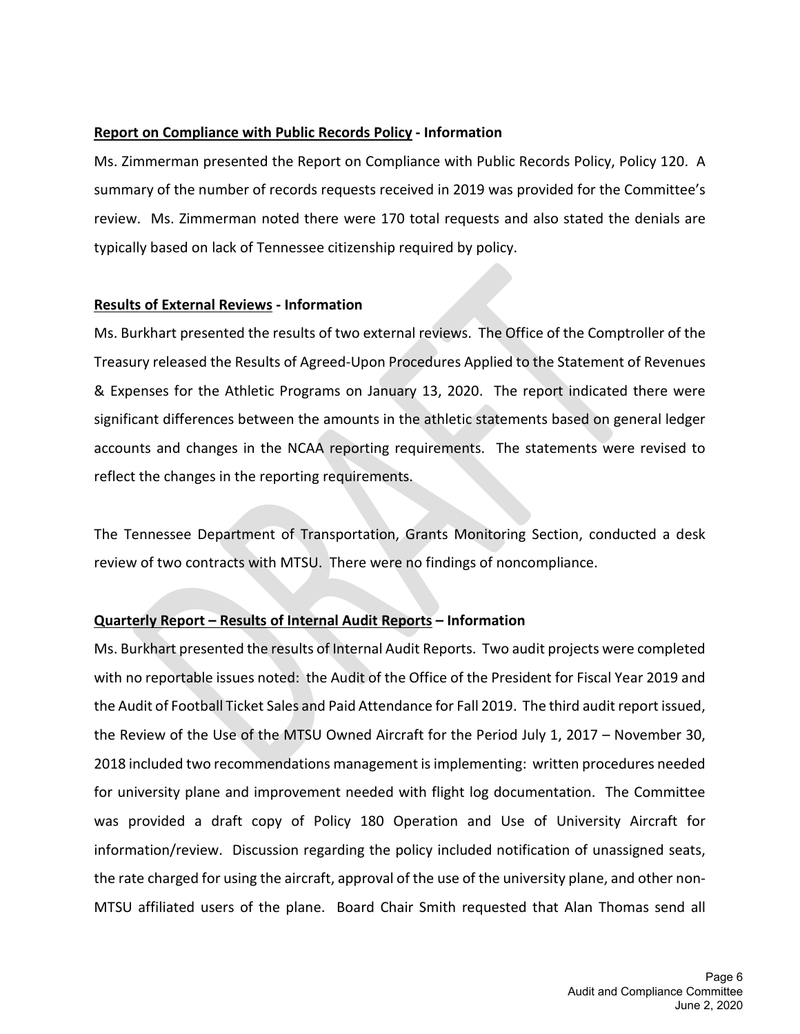**Report on Compliance with Public Records Policy - Information**

Ms. Zimmerman presented the Report on Compliance with Public Records Policy, Policy 120. A summary of the number of records requests received in 2019 was provided for the Committee's review. Ms. Zimmerman noted there were 170 total requests and also stated the denials are typically based on lack of Tennessee citizenship required by policy.

**Results of External Reviews - Information**

Ms. Burkhart presented the results of two external reviews. The Office of the Comptroller of the Treasury released the Results of Agreed-Upon Procedures Applied to the Statement of Revenues & Expenses for the Athletic Programs on January 13, 2020. The report indicated there were significant differences between the amounts in the athletic statements based on general ledger accounts and changes in the NCAA reporting requirements. The statements were revised to reflect the changes in the reporting requirements.

The Tennessee Department of Transportation, Grants Monitoring Section, conducted a desk review of two contracts with MTSU. There were no findings of noncompliance.

**Quarterly Report – Results of Internal Audit Reports – Information**

Ms. Burkhart presented the results of Internal Audit Reports. Two audit projects were completed with no reportable issues noted: the Audit of the Office of the President for Fiscal Year 2019 and the Audit of Football Ticket Sales and Paid Attendance for Fall 2019. The third audit report issued, the Review of the Use of the MTSU Owned Aircraft for the Period July 1, 2017 – November 30, 2018 included two recommendations management is implementing: written procedures needed for university plane and improvement needed with flight log documentation. The Committee was provided a draft copy of Policy 180 Operation and Use of University Aircraft for information/review. Discussion regarding the policy included notification of unassigned seats, the rate charged for using the aircraft, approval of the use of the university plane, and other non-MTSU affiliated users of the plane. Board Chair Smith requested that Alan Thomas send all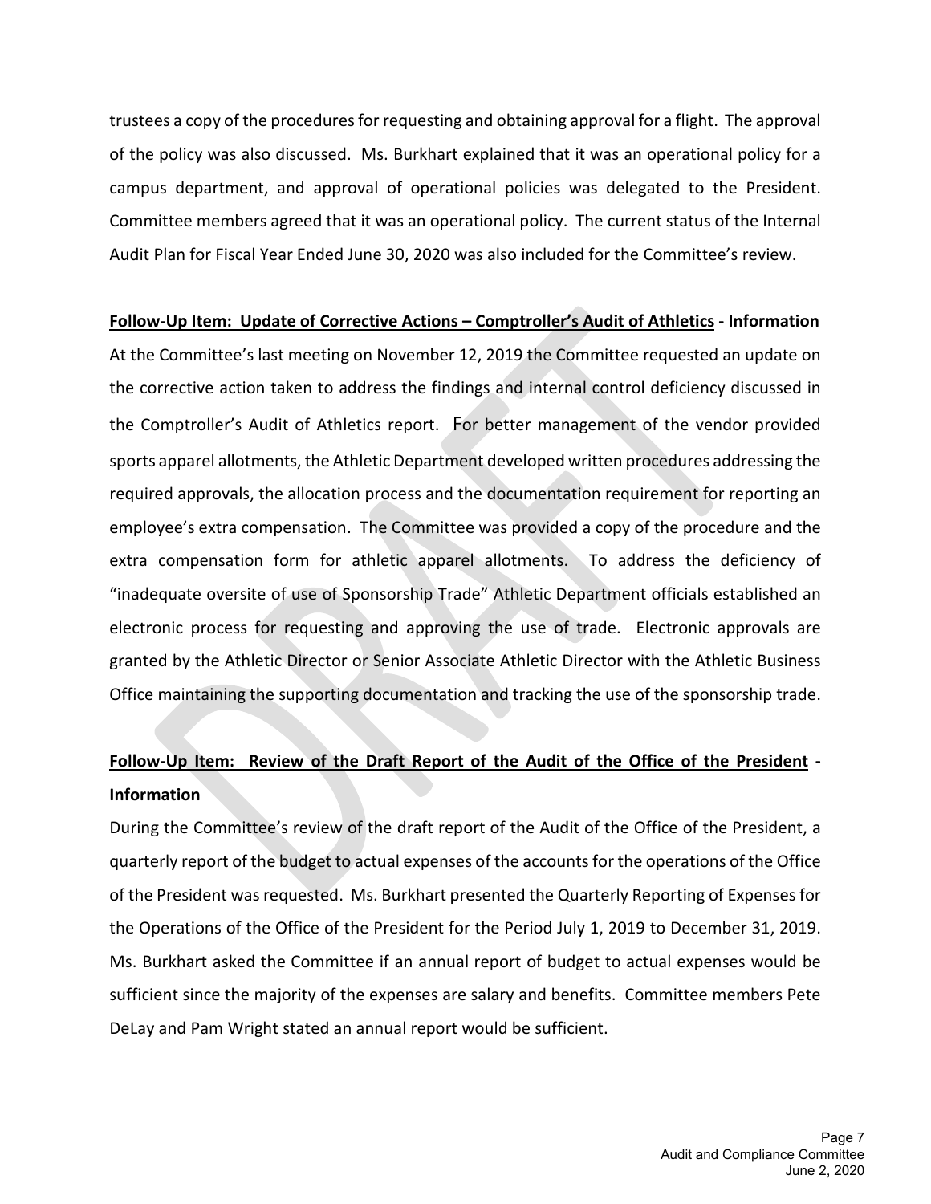trustees a copy of the procedures for requesting and obtaining approval for a flight. The approval of the policy was also discussed. Ms. Burkhart explained that it was an operational policy for a campus department, and approval of operational policies was delegated to the President. Committee members agreed that it was an operational policy. The current status of the Internal Audit Plan for Fiscal Year Ended June 30, 2020 was also included for the Committee's review.

**Follow-Up Item: Update of Corrective Actions – Comptroller's Audit of Athletics - Information**

At the Committee's last meeting on November 12, 2019 the Committee requested an update on the corrective action taken to address the findings and internal control deficiency discussed in the Comptroller's Audit of Athletics report. For better management of the vendor provided sports apparel allotments, the Athletic Department developed written procedures addressing the required approvals, the allocation process and the documentation requirement for reporting an employee's extra compensation. The Committee was provided a copy of the procedure and the extra compensation form for athletic apparel allotments. To address the deficiency of "inadequate oversite of use of Sponsorship Trade" Athletic Department officials established an electronic process for requesting and approving the use of trade. Electronic approvals are granted by the Athletic Director or Senior Associate Athletic Director with the Athletic Business Office maintaining the supporting documentation and tracking the use of the sponsorship trade.

**Follow-Up Item: Review of the Draft Report of the Audit of the Office of the President - Information**

During the Committee's review of the draft report of the Audit of the Office of the President, a quarterly report of the budget to actual expenses of the accounts for the operations of the Office of the President was requested. Ms. Burkhart presented the Quarterly Reporting of Expenses for the Operations of the Office of the President for the Period July 1, 2019 to December 31, 2019. Ms. Burkhart asked the Committee if an annual report of budget to actual expenses would be sufficient since the majority of the expenses are salary and benefits. Committee members Pete DeLay and Pam Wright stated an annual report would be sufficient.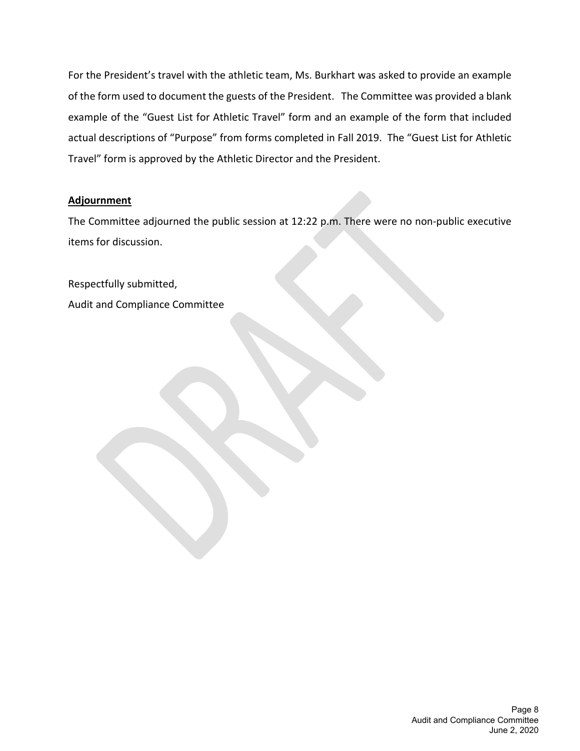For the President's travel with the athletic team, Ms. Burkhart was asked to provide an example of the form used to document the guests of the President. The Committee was provided a blank example of the "Guest List for Athletic Travel" form and an example of the form that included actual descriptions of "Purpose" from forms completed in Fall 2019. The "Guest List for Athletic Travel" form is approved by the Athletic Director and the President.

**Adjournment**

The Committee adjourned the public session at 12:22 p.m. There were no non-public executive items for discussion.

Respectfully submitted,
Audit and Compliance Committee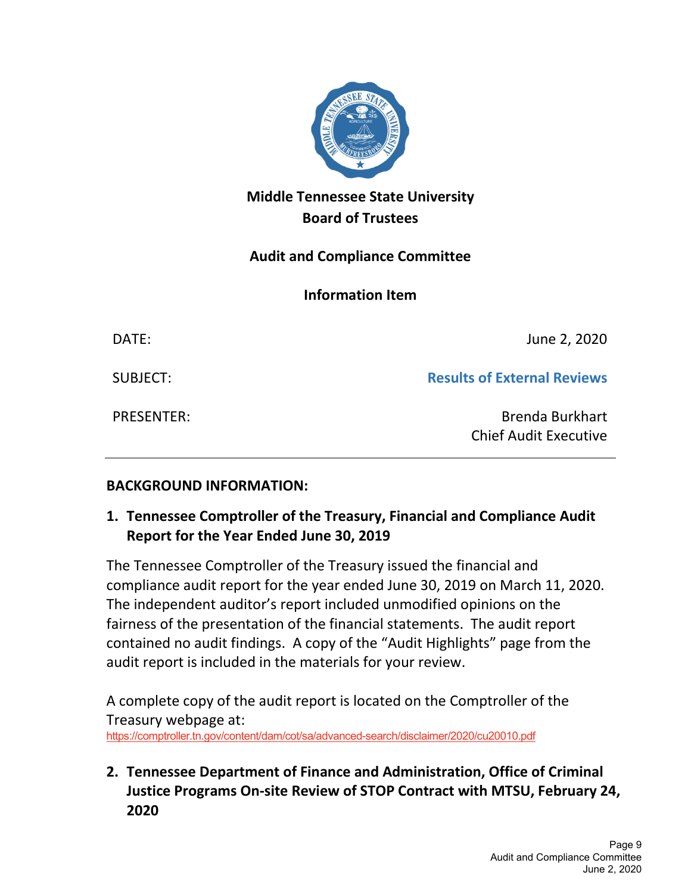**Middle Tennessee State University**
**Board of Trustees**

**Audit and Compliance Committee**

**Information Item**

| | |
|---|---|
| DATE: | June 2, 2020 |
| SUBJECT: | **Results of External Reviews** |
| PRESENTER: | Brenda Burkhart<br>Chief Audit Executive |

---

## BACKGROUND INFORMATION:

### 1. Tennessee Comptroller of the Treasury, Financial and Compliance Audit Report for the Year Ended June 30, 2019

The Tennessee Comptroller of the Treasury issued the financial and compliance audit report for the year ended June 30, 2019 on March 11, 2020. The independent auditor's report included unmodified opinions on the fairness of the presentation of the financial statements. The audit report contained no audit findings. A copy of the "Audit Highlights" page from the audit report is included in the materials for your review.

A complete copy of the audit report is located on the Comptroller of the Treasury webpage at:
https://comptroller.tn.gov/content/dam/cot/sa/advanced-search/disclaimer/2020/cu20010.pdf

### 2. Tennessee Department of Finance and Administration, Office of Criminal Justice Programs On-site Review of STOP Contract with MTSU, February 24, 2020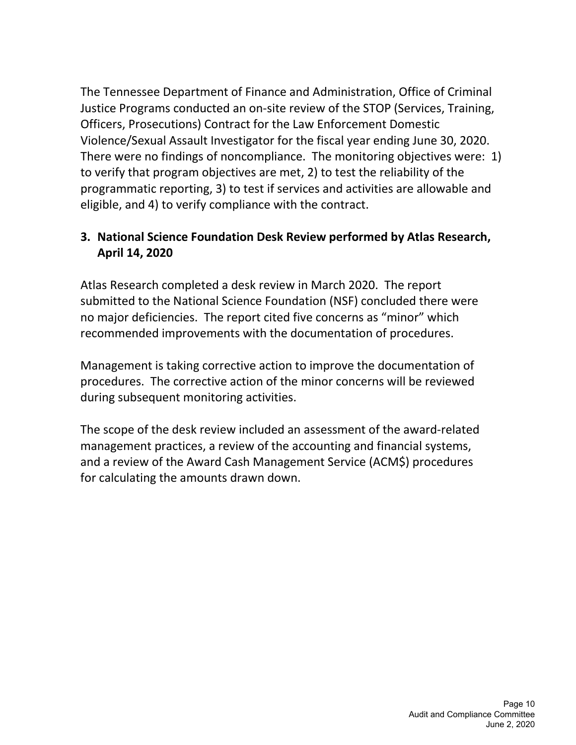The Tennessee Department of Finance and Administration, Office of Criminal Justice Programs conducted an on-site review of the STOP (Services, Training, Officers, Prosecutions) Contract for the Law Enforcement Domestic Violence/Sexual Assault Investigator for the fiscal year ending June 30, 2020. There were no findings of noncompliance. The monitoring objectives were: 1) to verify that program objectives are met, 2) to test the reliability of the programmatic reporting, 3) to test if services and activities are allowable and eligible, and 4) to verify compliance with the contract.

**3. National Science Foundation Desk Review performed by Atlas Research, April 14, 2020**

Atlas Research completed a desk review in March 2020. The report submitted to the National Science Foundation (NSF) concluded there were no major deficiencies. The report cited five concerns as "minor" which recommended improvements with the documentation of procedures.

Management is taking corrective action to improve the documentation of procedures. The corrective action of the minor concerns will be reviewed during subsequent monitoring activities.

The scope of the desk review included an assessment of the award-related management practices, a review of the accounting and financial systems, and a review of the Award Cash Management Service (ACM$) procedures for calculating the amounts drawn down.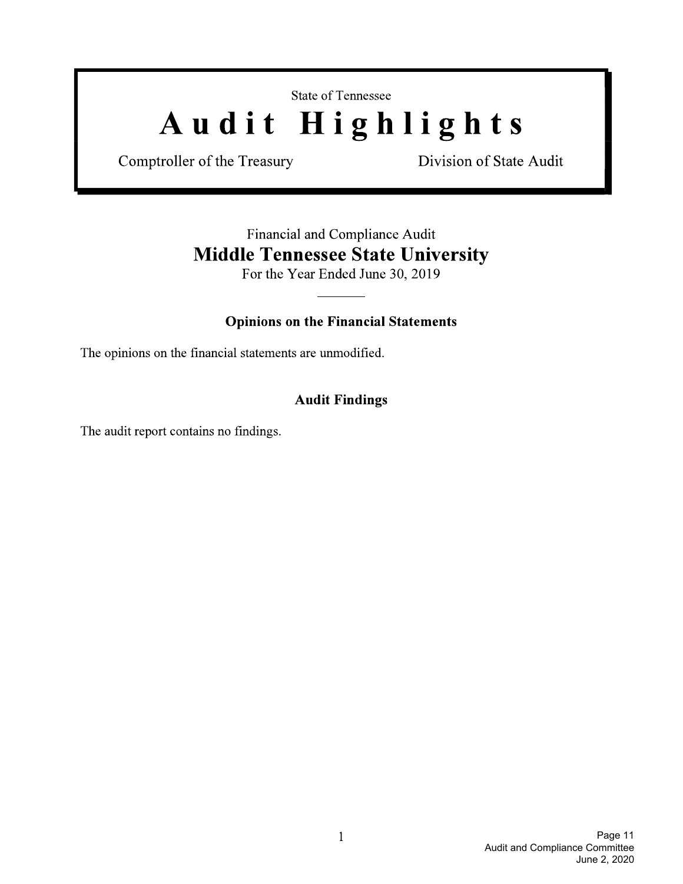State of Tennessee

# Audit Highlights

Comptroller of the Treasury — Division of State Audit

Financial and Compliance Audit

## Middle Tennessee State University

For the Year Ended June 30, 2019

---

### Opinions on the Financial Statements

The opinions on the financial statements are unmodified.

### Audit Findings

The audit report contains no findings.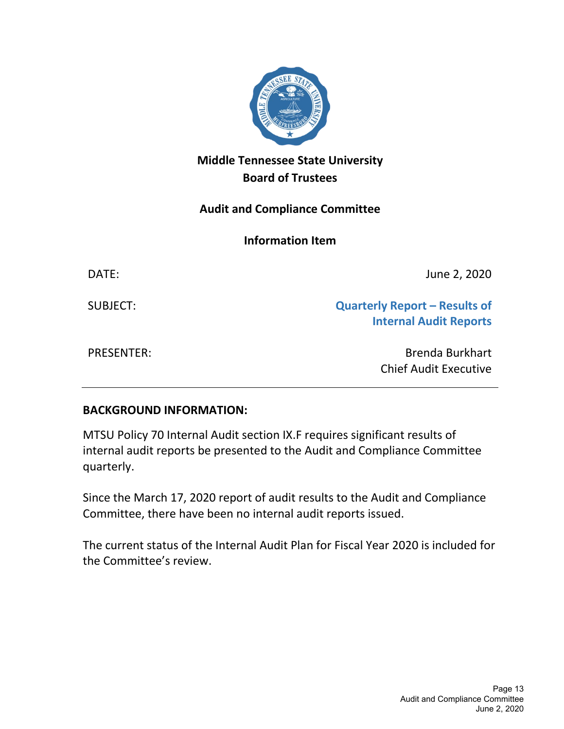**Middle Tennessee State University**
**Board of Trustees**

**Audit and Compliance Committee**

**Information Item**

| | |
|---|---|
| DATE: | June 2, 2020 |
| SUBJECT: | **Quarterly Report – Results of Internal Audit Reports** |
| PRESENTER: | Brenda Burkhart<br>Chief Audit Executive |

---

**BACKGROUND INFORMATION:**

MTSU Policy 70 Internal Audit section IX.F requires significant results of internal audit reports be presented to the Audit and Compliance Committee quarterly.

Since the March 17, 2020 report of audit results to the Audit and Compliance Committee, there have been no internal audit reports issued.

The current status of the Internal Audit Plan for Fiscal Year 2020 is included for the Committee's review.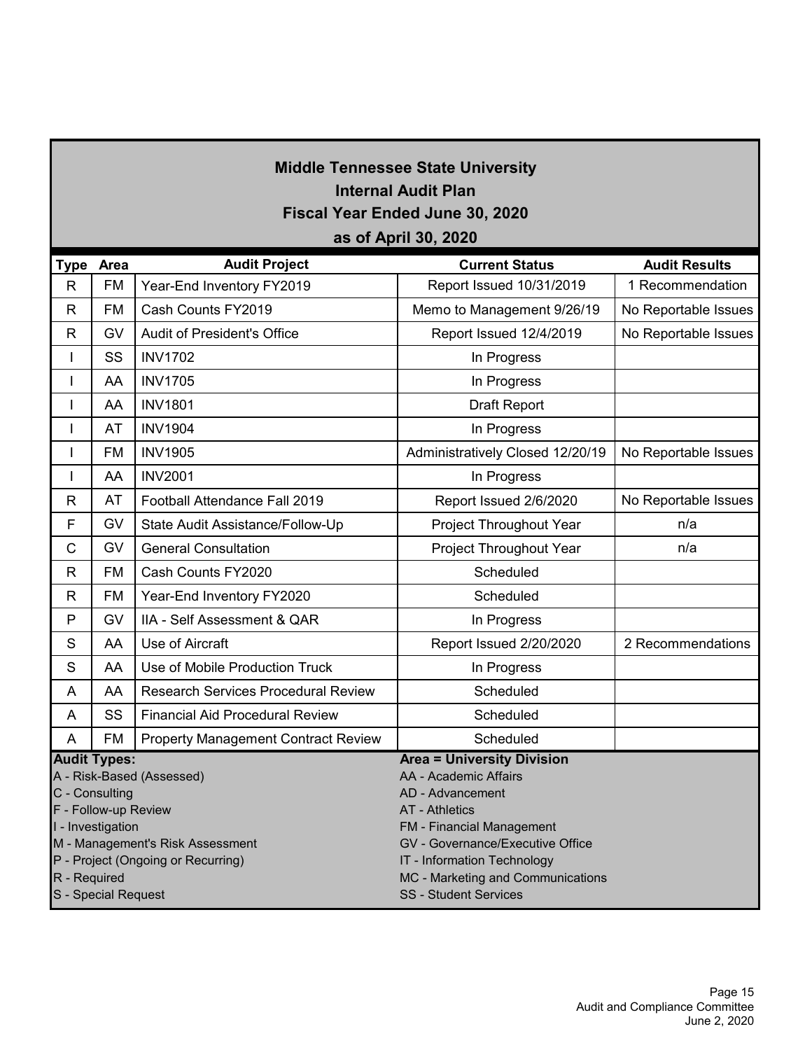# Middle Tennessee State University
## Internal Audit Plan
### Fiscal Year Ended June 30, 2020
### as of April 30, 2020

| Type | Area | Audit Project | Current Status | Audit Results |
|---|---|---|---|---|
| R | FM | Year-End Inventory FY2019 | Report Issued 10/31/2019 | 1 Recommendation |
| R | FM | Cash Counts FY2019 | Memo to Management 9/26/19 | No Reportable Issues |
| R | GV | Audit of President's Office | Report Issued 12/4/2019 | No Reportable Issues |
| I | SS | INV1702 | In Progress | |
| I | AA | INV1705 | In Progress | |
| I | AA | INV1801 | Draft Report | |
| I | AT | INV1904 | In Progress | |
| I | FM | INV1905 | Administratively Closed 12/20/19 | No Reportable Issues |
| I | AA | INV2001 | In Progress | |
| R | AT | Football Attendance Fall 2019 | Report Issued 2/6/2020 | No Reportable Issues |
| F | GV | State Audit Assistance/Follow-Up | Project Throughout Year | n/a |
| C | GV | General Consultation | Project Throughout Year | n/a |
| R | FM | Cash Counts FY2020 | Scheduled | |
| R | FM | Year-End Inventory FY2020 | Scheduled | |
| P | GV | IIA - Self Assessment & QAR | In Progress | |
| S | AA | Use of Aircraft | Report Issued 2/20/2020 | 2 Recommendations |
| S | AA | Use of Mobile Production Truck | In Progress | |
| A | AA | Research Services Procedural Review | Scheduled | |
| A | SS | Financial Aid Procedural Review | Scheduled | |
| A | FM | Property Management Contract Review | Scheduled | |

**Audit Types:**
- A - Risk-Based (Assessed)
- C - Consulting
- F - Follow-up Review
- I - Investigation
- M - Management's Risk Assessment
- P - Project (Ongoing or Recurring)
- R - Required
- S - Special Request

**Area = University Division**
- AA - Academic Affairs
- AD - Advancement
- AT - Athletics
- FM - Financial Management
- GV - Governance/Executive Office
- IT - Information Technology
- MC - Marketing and Communications
- SS - Student Services